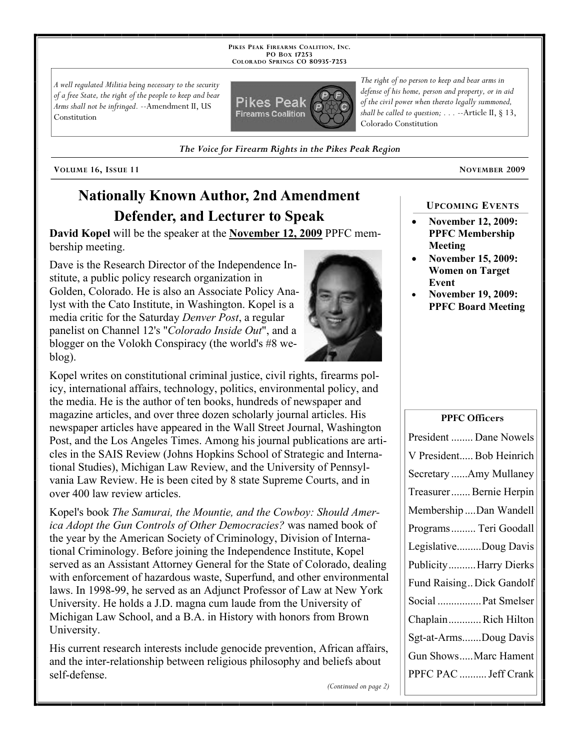PIKES PEAK FIREARMS COALITION, INC.
PO BOX 17253
COLORADO SPRINGS CO 80935-7253

*A well regulated Militia being necessary to the security of a free State, the right of the people to keep and bear Arms shall not be infringed.* --Amendment II, US Constitution

*The right of no person to keep and bear arms in defense of his home, person and property, or in aid of the civil power when thereto legally summoned, shall be called to question; . . .* --Article II, § 13, Colorado Constitution

*The Voice for Firearm Rights in the Pikes Peak Region*

VOLUME 16, ISSUE 11 — NOVEMBER 2009

# Nationally Known Author, 2nd Amendment Defender, and Lecturer to Speak

**David Kopel** will be the speaker at the **November 12, 2009** PPFC membership meeting.

Dave is the Research Director of the Independence Institute, a public policy research organization in Golden, Colorado. He is also an Associate Policy Analyst with the Cato Institute, in Washington. Kopel is a media critic for the Saturday *Denver Post*, a regular panelist on Channel 12's "*Colorado Inside Out*", and a blogger on the Volokh Conspiracy (the world's #8 weblog).

Kopel writes on constitutional criminal justice, civil rights, firearms policy, international affairs, technology, politics, environmental policy, and the media. He is the author of ten books, hundreds of newspaper and magazine articles, and over three dozen scholarly journal articles. His newspaper articles have appeared in the Wall Street Journal, Washington Post, and the Los Angeles Times. Among his journal publications are articles in the SAIS Review (Johns Hopkins School of Strategic and International Studies), Michigan Law Review, and the University of Pennsylvania Law Review. He is been cited by 8 state Supreme Courts, and in over 400 law review articles.

Kopel's book *The Samurai, the Mountie, and the Cowboy: Should America Adopt the Gun Controls of Other Democracies?* was named book of the year by the American Society of Criminology, Division of International Criminology. Before joining the Independence Institute, Kopel served as an Assistant Attorney General for the State of Colorado, dealing with enforcement of hazardous waste, Superfund, and other environmental laws. In 1998-99, he served as an Adjunct Professor of Law at New York University. He holds a J.D. magna cum laude from the University of Michigan Law School, and a B.A. in History with honors from Brown University.

His current research interests include genocide prevention, African affairs, and the inter-relationship between religious philosophy and beliefs about self-defense.

*(Continued on page 2)*

## UPCOMING EVENTS

- **November 12, 2009: PPFC Membership Meeting**
- **November 15, 2009: Women on Target Event**
- **November 19, 2009: PPFC Board Meeting**

## PPFC Officers

| Office | Name |
|---|---|
| President | Dane Nowels |
| V President | Bob Heinrich |
| Secretary | Amy Mullaney |
| Treasurer | Bernie Herpin |
| Membership | Dan Wandell |
| Programs | Teri Goodall |
| Legislative | Doug Davis |
| Publicity | Harry Dierks |
| Fund Raising | Dick Gandolf |
| Social | Pat Smelser |
| Chaplain | Rich Hilton |
| Sgt-at-Arms | Doug Davis |
| Gun Shows | Marc Hament |
| PPFC PAC | Jeff Crank |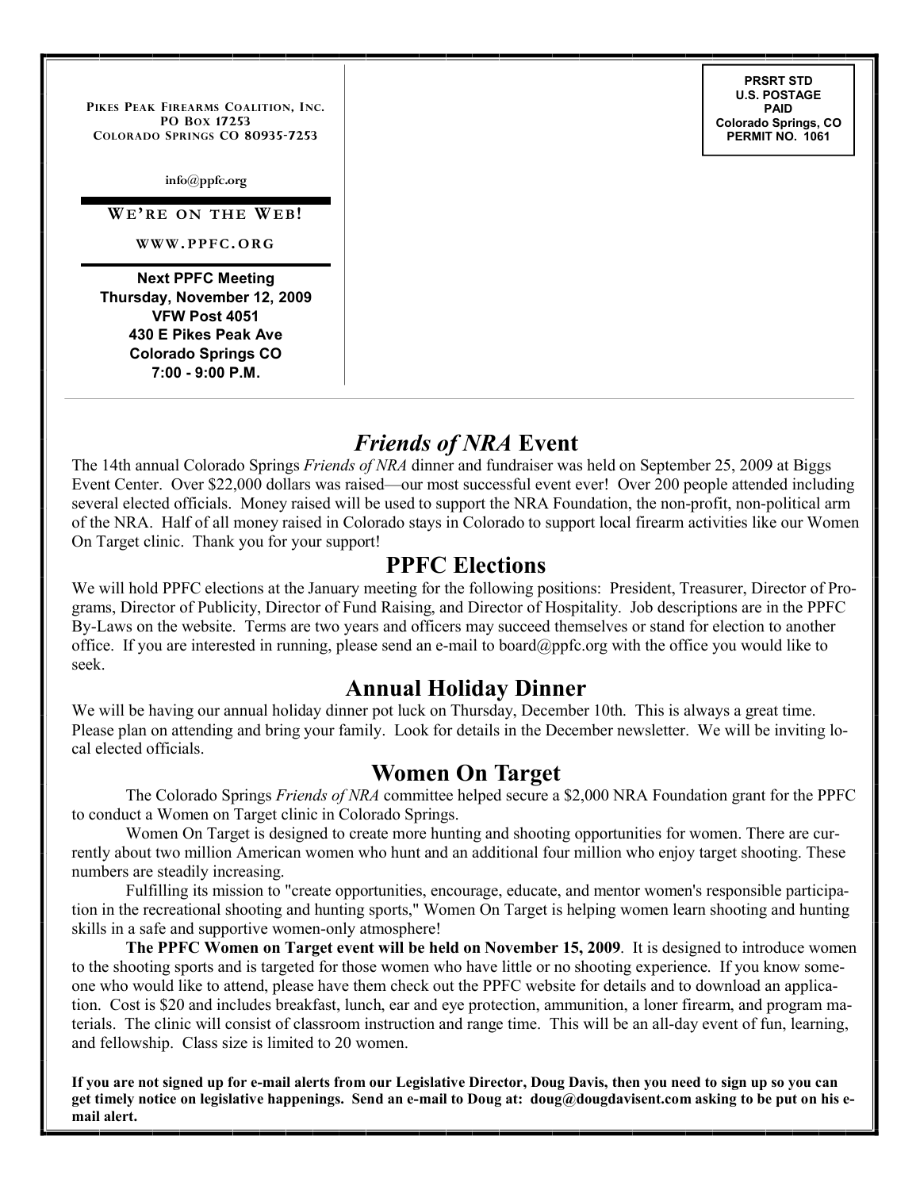PIKES PEAK FIREARMS COALITION, INC.
PO BOX 17253
COLORADO SPRINGS CO 80935-7253

info@ppfc.org

**WE'RE ON THE WEB!**

**WWW.PPFC.ORG**

**Next PPFC Meeting**
**Thursday, November 12, 2009**
**VFW Post 4051**
**430 E Pikes Peak Ave**
**Colorado Springs CO**
**7:00 - 9:00 P.M.**

PRSRT STD
U.S. POSTAGE
PAID
Colorado Springs, CO
PERMIT NO. 1061

## *Friends of NRA* Event

The 14th annual Colorado Springs *Friends of NRA* dinner and fundraiser was held on September 25, 2009 at Biggs Event Center. Over $22,000 dollars was raised—our most successful event ever! Over 200 people attended including several elected officials. Money raised will be used to support the NRA Foundation, the non-profit, non-political arm of the NRA. Half of all money raised in Colorado stays in Colorado to support local firearm activities like our Women On Target clinic. Thank you for your support!

## PPFC Elections

We will hold PPFC elections at the January meeting for the following positions: President, Treasurer, Director of Programs, Director of Publicity, Director of Fund Raising, and Director of Hospitality. Job descriptions are in the PPFC By-Laws on the website. Terms are two years and officers may succeed themselves or stand for election to another office. If you are interested in running, please send an e-mail to board@ppfc.org with the office you would like to seek.

## Annual Holiday Dinner

We will be having our annual holiday dinner pot luck on Thursday, December 10th. This is always a great time. Please plan on attending and bring your family. Look for details in the December newsletter. We will be inviting local elected officials.

## Women On Target

The Colorado Springs *Friends of NRA* committee helped secure a $2,000 NRA Foundation grant for the PPFC to conduct a Women on Target clinic in Colorado Springs.

Women On Target is designed to create more hunting and shooting opportunities for women. There are currently about two million American women who hunt and an additional four million who enjoy target shooting. These numbers are steadily increasing.

Fulfilling its mission to "create opportunities, encourage, educate, and mentor women's responsible participation in the recreational shooting and hunting sports," Women On Target is helping women learn shooting and hunting skills in a safe and supportive women-only atmosphere!

**The PPFC Women on Target event will be held on November 15, 2009**. It is designed to introduce women to the shooting sports and is targeted for those women who have little or no shooting experience. If you know someone who would like to attend, please have them check out the PPFC website for details and to download an application. Cost is $20 and includes breakfast, lunch, ear and eye protection, ammunition, a loner firearm, and program materials. The clinic will consist of classroom instruction and range time. This will be an all-day event of fun, learning, and fellowship. Class size is limited to 20 women.

**If you are not signed up for e-mail alerts from our Legislative Director, Doug Davis, then you need to sign up so you can get timely notice on legislative happenings. Send an e-mail to Doug at: doug@dougdavisent.com asking to be put on his e-mail alert.**